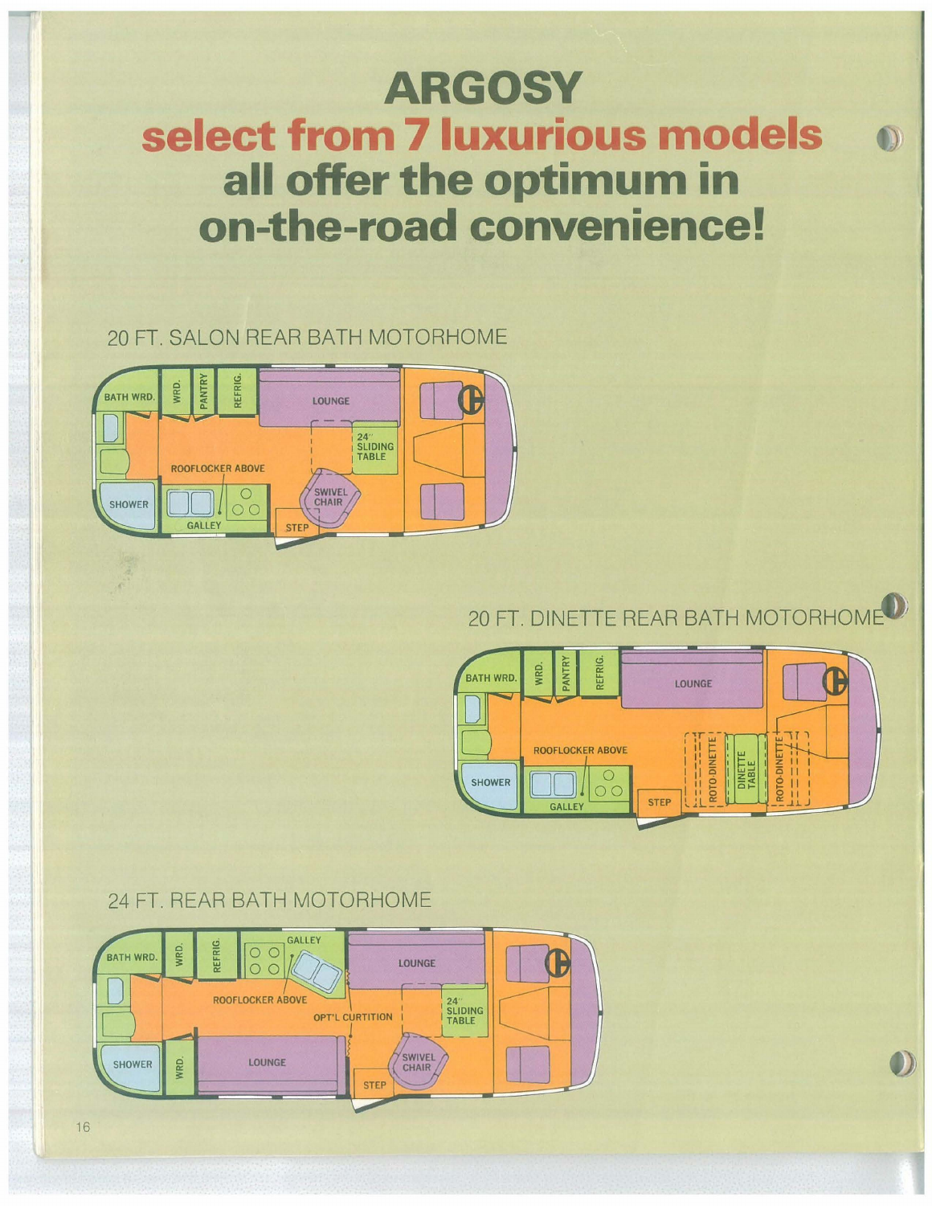# ARGOSY

## select from 7 luxurious models

## all offer the optimum in on-the-road convenience!

### 20 FT. SALON REAR BATH MOTORHOME

BATH WRD. | WRD. | PANTRY | REFRIG. | LOUNGE | 24" SLIDING TABLE | ROOFLOCKER ABOVE | SWIVEL CHAIR | SHOWER | GALLEY | STEP

### 20 FT. DINETTE REAR BATH MOTORHOME

BATH WRD. | WRD. | PANTRY | REFRIG. | LOUNGE | ROOFLOCKER ABOVE | ROTO-DINETTE | DINETTE TABLE | ROTO-DINETTE | SHOWER | GALLEY | STEP

### 24 FT. REAR BATH MOTORHOME

BATH WRD. | WRD. | REFRIG. | GALLEY | LOUNGE | ROOFLOCKER ABOVE | OPT'L CURTITION | 24" SLIDING TABLE | SHOWER | WRD. | LOUNGE | SWIVEL CHAIR | STEP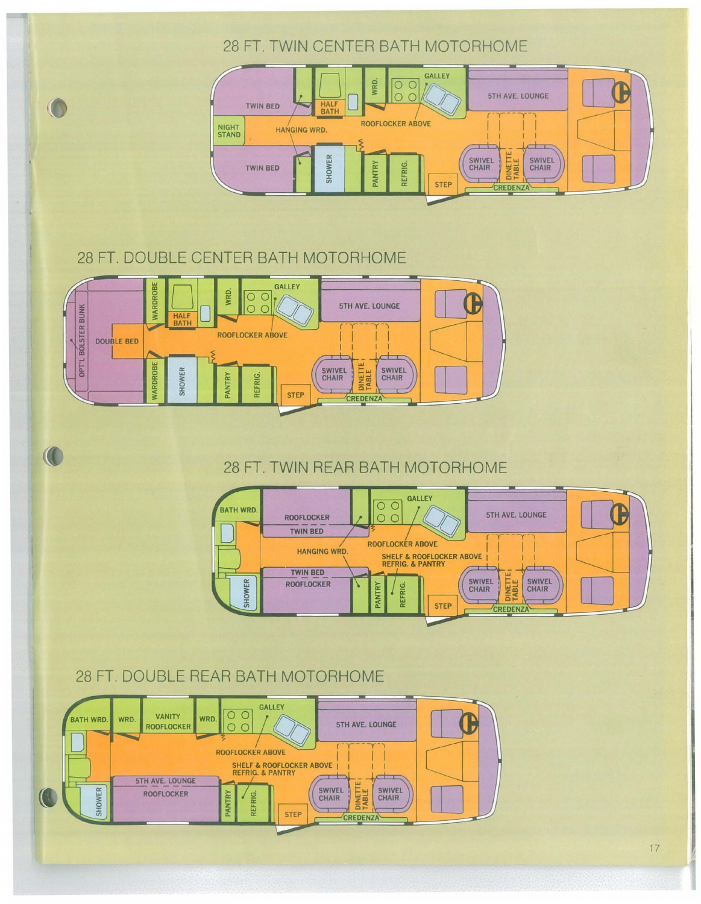## 28 FT. TWIN CENTER BATH MOTORHOME

TWIN BED
NIGHT STAND
TWIN BED
HANGING WRD.
HALF BATH
SHOWER
WRD.
PANTRY
REFRIG.
GALLEY
ROOFLOCKER ABOVE
STEP
5TH AVE. LOUNGE
SWIVEL CHAIR
DINETTE TABLE
SWIVEL CHAIR
CREDENZA

## 28 FT. DOUBLE CENTER BATH MOTORHOME

OPT'L BOLSTER BUNK
DOUBLE BED
WARDROBE
WARDROBE
HALF BATH
SHOWER
WRD.
PANTRY
REFRIG.
GALLEY
ROOFLOCKER ABOVE
STEP
5TH AVE. LOUNGE
SWIVEL CHAIR
DINETTE TABLE
SWIVEL CHAIR
CREDENZA

## 28 FT. TWIN REAR BATH MOTORHOME

BATH WRD.
SHOWER
ROOFLOCKER
TWIN BED
HANGING WRD.
TWIN BED
ROOFLOCKER
GALLEY
ROOFLOCKER ABOVE
SHELF & ROOFLOCKER ABOVE REFRIG. & PANTRY
PANTRY
REFRIG.
STEP
5TH AVE. LOUNGE
SWIVEL CHAIR
DINETTE TABLE
SWIVEL CHAIR
CREDENZA

## 28 FT. DOUBLE REAR BATH MOTORHOME

BATH WRD.
WRD.
VANITY ROOFLOCKER
WRD.
SHOWER
5TH AVE. LOUNGE
ROOFLOCKER
GALLEY
ROOFLOCKER ABOVE
SHELF & ROOFLOCKER ABOVE REFRIG. & PANTRY
PANTRY
REFRIG.
STEP
5TH AVE. LOUNGE
SWIVEL CHAIR
DINETTE TABLE
SWIVEL CHAIR
CREDENZA